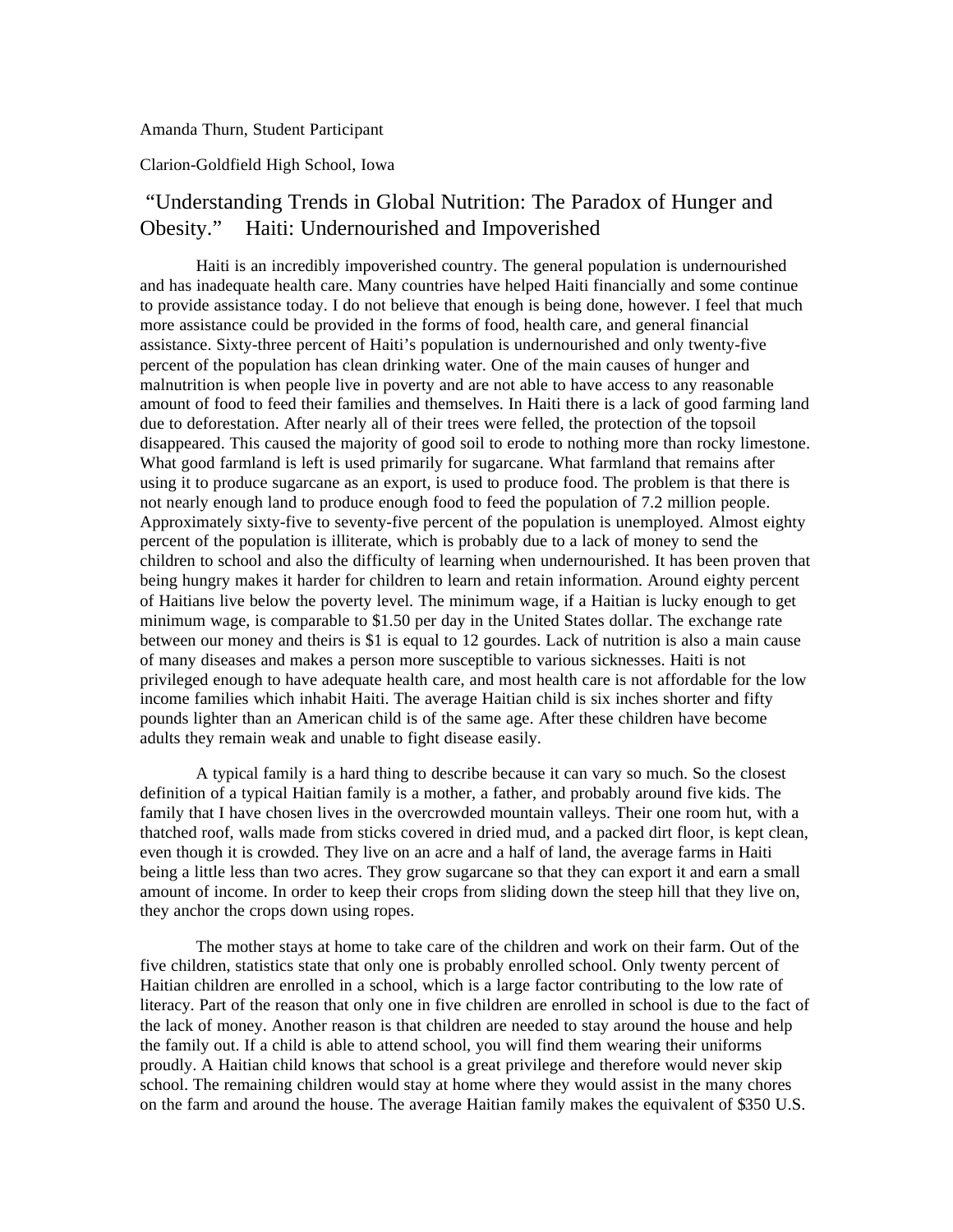Amanda Thurn, Student Participant

Clarion-Goldfield High School, Iowa

# "Understanding Trends in Global Nutrition: The Paradox of Hunger and Obesity." Haiti: Undernourished and Impoverished

Haiti is an incredibly impoverished country. The general population is undernourished and has inadequate health care. Many countries have helped Haiti financially and some continue to provide assistance today. I do not believe that enough is being done, however. I feel that much more assistance could be provided in the forms of food, health care, and general financial assistance. Sixty-three percent of Haiti's population is undernourished and only twenty-five percent of the population has clean drinking water. One of the main causes of hunger and malnutrition is when people live in poverty and are not able to have access to any reasonable amount of food to feed their families and themselves. In Haiti there is a lack of good farming land due to deforestation. After nearly all of their trees were felled, the protection of the topsoil disappeared. This caused the majority of good soil to erode to nothing more than rocky limestone. What good farmland is left is used primarily for sugarcane. What farmland that remains after using it to produce sugarcane as an export, is used to produce food. The problem is that there is not nearly enough land to produce enough food to feed the population of 7.2 million people. Approximately sixty-five to seventy-five percent of the population is unemployed. Almost eighty percent of the population is illiterate, which is probably due to a lack of money to send the children to school and also the difficulty of learning when undernourished. It has been proven that being hungry makes it harder for children to learn and retain information. Around eighty percent of Haitians live below the poverty level. The minimum wage, if a Haitian is lucky enough to get minimum wage, is comparable to $1.50 per day in the United States dollar. The exchange rate between our money and theirs is $1 is equal to 12 gourdes. Lack of nutrition is also a main cause of many diseases and makes a person more susceptible to various sicknesses. Haiti is not privileged enough to have adequate health care, and most health care is not affordable for the low income families which inhabit Haiti. The average Haitian child is six inches shorter and fifty pounds lighter than an American child is of the same age. After these children have become adults they remain weak and unable to fight disease easily.

A typical family is a hard thing to describe because it can vary so much. So the closest definition of a typical Haitian family is a mother, a father, and probably around five kids. The family that I have chosen lives in the overcrowded mountain valleys. Their one room hut, with a thatched roof, walls made from sticks covered in dried mud, and a packed dirt floor, is kept clean, even though it is crowded. They live on an acre and a half of land, the average farms in Haiti being a little less than two acres. They grow sugarcane so that they can export it and earn a small amount of income. In order to keep their crops from sliding down the steep hill that they live on, they anchor the crops down using ropes.

The mother stays at home to take care of the children and work on their farm. Out of the five children, statistics state that only one is probably enrolled school. Only twenty percent of Haitian children are enrolled in a school, which is a large factor contributing to the low rate of literacy. Part of the reason that only one in five children are enrolled in school is due to the fact of the lack of money. Another reason is that children are needed to stay around the house and help the family out. If a child is able to attend school, you will find them wearing their uniforms proudly. A Haitian child knows that school is a great privilege and therefore would never skip school. The remaining children would stay at home where they would assist in the many chores on the farm and around the house. The average Haitian family makes the equivalent of $350 U.S.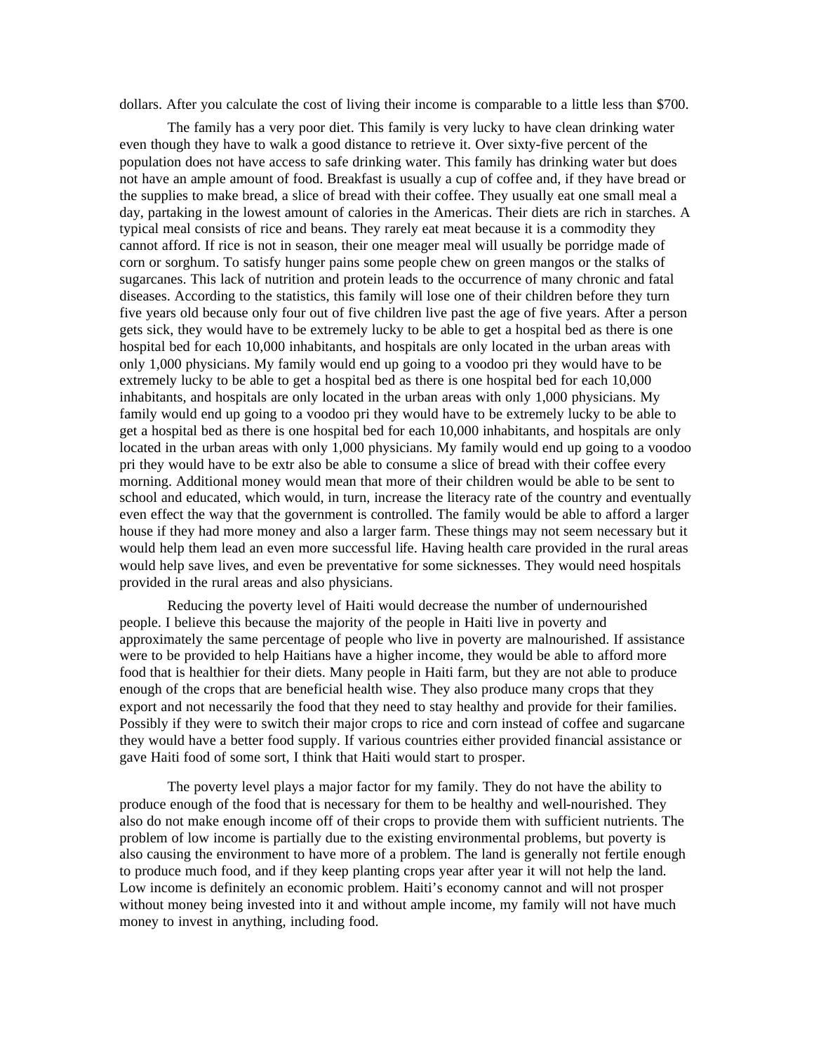dollars. After you calculate the cost of living their income is comparable to a little less than $700.

The family has a very poor diet. This family is very lucky to have clean drinking water even though they have to walk a good distance to retrieve it. Over sixty-five percent of the population does not have access to safe drinking water. This family has drinking water but does not have an ample amount of food. Breakfast is usually a cup of coffee and, if they have bread or the supplies to make bread, a slice of bread with their coffee. They usually eat one small meal a day, partaking in the lowest amount of calories in the Americas. Their diets are rich in starches. A typical meal consists of rice and beans. They rarely eat meat because it is a commodity they cannot afford. If rice is not in season, their one meager meal will usually be porridge made of corn or sorghum. To satisfy hunger pains some people chew on green mangos or the stalks of sugarcanes. This lack of nutrition and protein leads to the occurrence of many chronic and fatal diseases. According to the statistics, this family will lose one of their children before they turn five years old because only four out of five children live past the age of five years. After a person gets sick, they would have to be extremely lucky to be able to get a hospital bed as there is one hospital bed for each 10,000 inhabitants, and hospitals are only located in the urban areas with only 1,000 physicians. My family would end up going to a voodoo pri they would have to be extremely lucky to be able to get a hospital bed as there is one hospital bed for each 10,000 inhabitants, and hospitals are only located in the urban areas with only 1,000 physicians. My family would end up going to a voodoo pri they would have to be extremely lucky to be able to get a hospital bed as there is one hospital bed for each 10,000 inhabitants, and hospitals are only located in the urban areas with only 1,000 physicians. My family would end up going to a voodoo pri they would have to be extr also be able to consume a slice of bread with their coffee every morning. Additional money would mean that more of their children would be able to be sent to school and educated, which would, in turn, increase the literacy rate of the country and eventually even effect the way that the government is controlled. The family would be able to afford a larger house if they had more money and also a larger farm. These things may not seem necessary but it would help them lead an even more successful life. Having health care provided in the rural areas would help save lives, and even be preventative for some sicknesses. They would need hospitals provided in the rural areas and also physicians.

Reducing the poverty level of Haiti would decrease the number of undernourished people. I believe this because the majority of the people in Haiti live in poverty and approximately the same percentage of people who live in poverty are malnourished. If assistance were to be provided to help Haitians have a higher income, they would be able to afford more food that is healthier for their diets. Many people in Haiti farm, but they are not able to produce enough of the crops that are beneficial health wise. They also produce many crops that they export and not necessarily the food that they need to stay healthy and provide for their families. Possibly if they were to switch their major crops to rice and corn instead of coffee and sugarcane they would have a better food supply. If various countries either provided financial assistance or gave Haiti food of some sort, I think that Haiti would start to prosper.

The poverty level plays a major factor for my family. They do not have the ability to produce enough of the food that is necessary for them to be healthy and well-nourished. They also do not make enough income off of their crops to provide them with sufficient nutrients. The problem of low income is partially due to the existing environmental problems, but poverty is also causing the environment to have more of a problem. The land is generally not fertile enough to produce much food, and if they keep planting crops year after year it will not help the land. Low income is definitely an economic problem. Haiti's economy cannot and will not prosper without money being invested into it and without ample income, my family will not have much money to invest in anything, including food.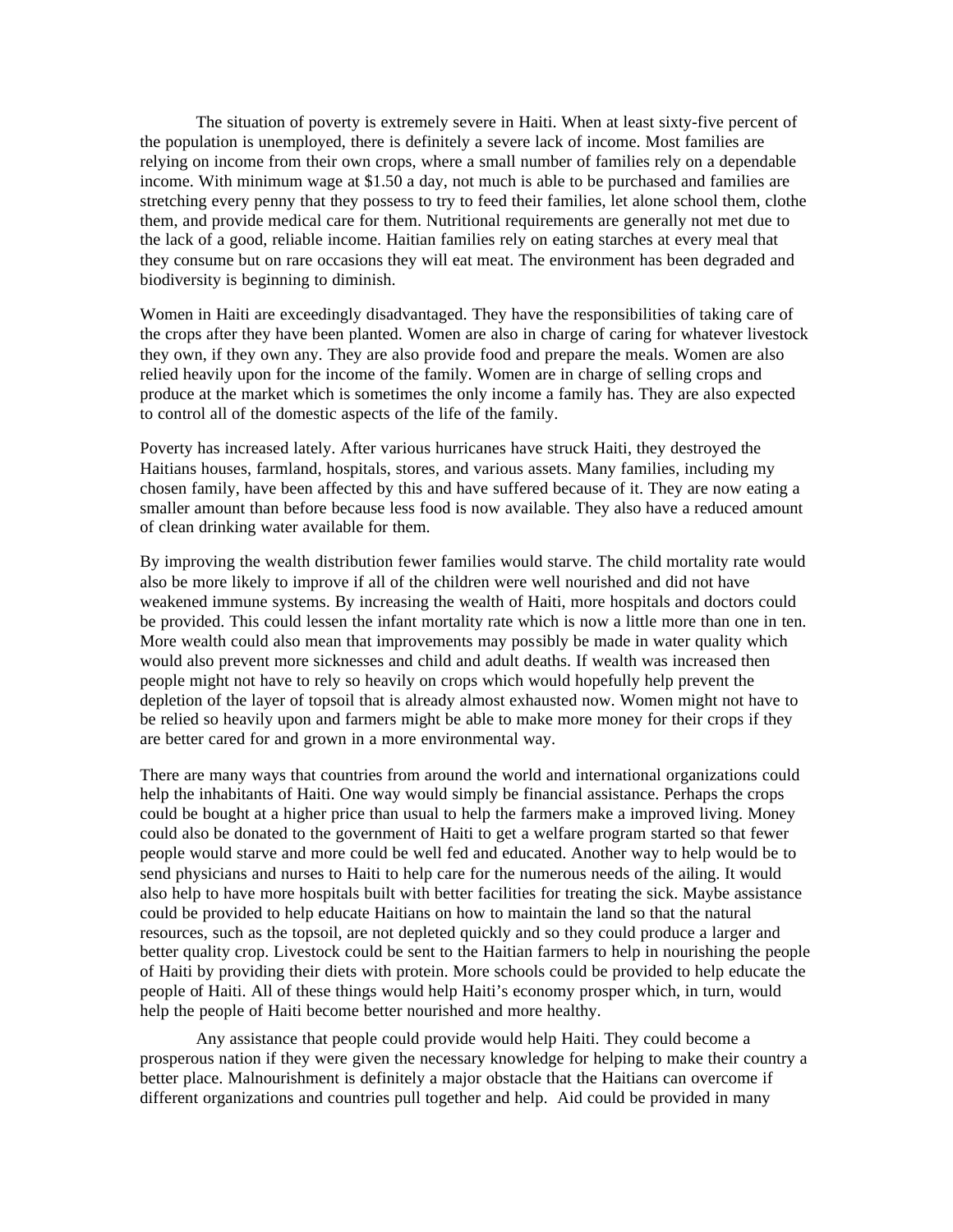The situation of poverty is extremely severe in Haiti. When at least sixty-five percent of the population is unemployed, there is definitely a severe lack of income. Most families are relying on income from their own crops, where a small number of families rely on a dependable income. With minimum wage at $1.50 a day, not much is able to be purchased and families are stretching every penny that they possess to try to feed their families, let alone school them, clothe them, and provide medical care for them. Nutritional requirements are generally not met due to the lack of a good, reliable income. Haitian families rely on eating starches at every meal that they consume but on rare occasions they will eat meat. The environment has been degraded and biodiversity is beginning to diminish.

Women in Haiti are exceedingly disadvantaged. They have the responsibilities of taking care of the crops after they have been planted. Women are also in charge of caring for whatever livestock they own, if they own any. They are also provide food and prepare the meals. Women are also relied heavily upon for the income of the family. Women are in charge of selling crops and produce at the market which is sometimes the only income a family has. They are also expected to control all of the domestic aspects of the life of the family.

Poverty has increased lately. After various hurricanes have struck Haiti, they destroyed the Haitians houses, farmland, hospitals, stores, and various assets. Many families, including my chosen family, have been affected by this and have suffered because of it. They are now eating a smaller amount than before because less food is now available. They also have a reduced amount of clean drinking water available for them.

By improving the wealth distribution fewer families would starve. The child mortality rate would also be more likely to improve if all of the children were well nourished and did not have weakened immune systems. By increasing the wealth of Haiti, more hospitals and doctors could be provided. This could lessen the infant mortality rate which is now a little more than one in ten. More wealth could also mean that improvements may possibly be made in water quality which would also prevent more sicknesses and child and adult deaths. If wealth was increased then people might not have to rely so heavily on crops which would hopefully help prevent the depletion of the layer of topsoil that is already almost exhausted now. Women might not have to be relied so heavily upon and farmers might be able to make more money for their crops if they are better cared for and grown in a more environmental way.

There are many ways that countries from around the world and international organizations could help the inhabitants of Haiti. One way would simply be financial assistance. Perhaps the crops could be bought at a higher price than usual to help the farmers make a improved living. Money could also be donated to the government of Haiti to get a welfare program started so that fewer people would starve and more could be well fed and educated. Another way to help would be to send physicians and nurses to Haiti to help care for the numerous needs of the ailing. It would also help to have more hospitals built with better facilities for treating the sick. Maybe assistance could be provided to help educate Haitians on how to maintain the land so that the natural resources, such as the topsoil, are not depleted quickly and so they could produce a larger and better quality crop. Livestock could be sent to the Haitian farmers to help in nourishing the people of Haiti by providing their diets with protein. More schools could be provided to help educate the people of Haiti. All of these things would help Haiti's economy prosper which, in turn, would help the people of Haiti become better nourished and more healthy.

Any assistance that people could provide would help Haiti. They could become a prosperous nation if they were given the necessary knowledge for helping to make their country a better place. Malnourishment is definitely a major obstacle that the Haitians can overcome if different organizations and countries pull together and help. Aid could be provided in many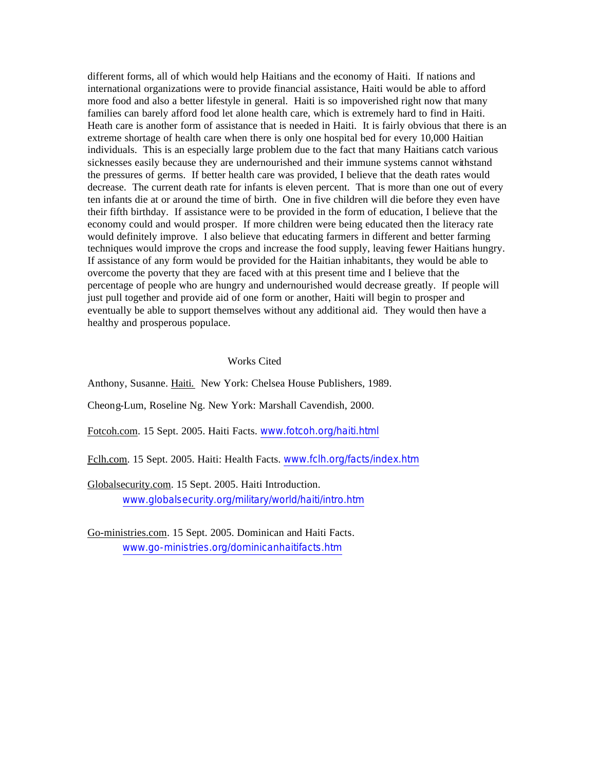different forms, all of which would help Haitians and the economy of Haiti. If nations and international organizations were to provide financial assistance, Haiti would be able to afford more food and also a better lifestyle in general. Haiti is so impoverished right now that many families can barely afford food let alone health care, which is extremely hard to find in Haiti. Heath care is another form of assistance that is needed in Haiti. It is fairly obvious that there is an extreme shortage of health care when there is only one hospital bed for every 10,000 Haitian individuals. This is an especially large problem due to the fact that many Haitians catch various sicknesses easily because they are undernourished and their immune systems cannot withstand the pressures of germs. If better health care was provided, I believe that the death rates would decrease. The current death rate for infants is eleven percent. That is more than one out of every ten infants die at or around the time of birth. One in five children will die before they even have their fifth birthday. If assistance were to be provided in the form of education, I believe that the economy could and would prosper. If more children were being educated then the literacy rate would definitely improve. I also believe that educating farmers in different and better farming techniques would improve the crops and increase the food supply, leaving fewer Haitians hungry. If assistance of any form would be provided for the Haitian inhabitants, they would be able to overcome the poverty that they are faced with at this present time and I believe that the percentage of people who are hungry and undernourished would decrease greatly. If people will just pull together and provide aid of one form or another, Haiti will begin to prosper and eventually be able to support themselves without any additional aid. They would then have a healthy and prosperous populace.

## Works Cited

Anthony, Susanne. Haiti. New York: Chelsea House Publishers, 1989.

Cheong-Lum, Roseline Ng. New York: Marshall Cavendish, 2000.

Fotcoh.com. 15 Sept. 2005. Haiti Facts. www.fotcoh.org/haiti.html

Fclh.com. 15 Sept. 2005. Haiti: Health Facts. www.fclh.org/facts/index.htm

Globalsecurity.com. 15 Sept. 2005. Haiti Introduction. www.globalsecurity.org/military/world/haiti/intro.htm

Go-ministries.com. 15 Sept. 2005. Dominican and Haiti Facts. www.go-ministries.org/dominicanhaitifacts.htm